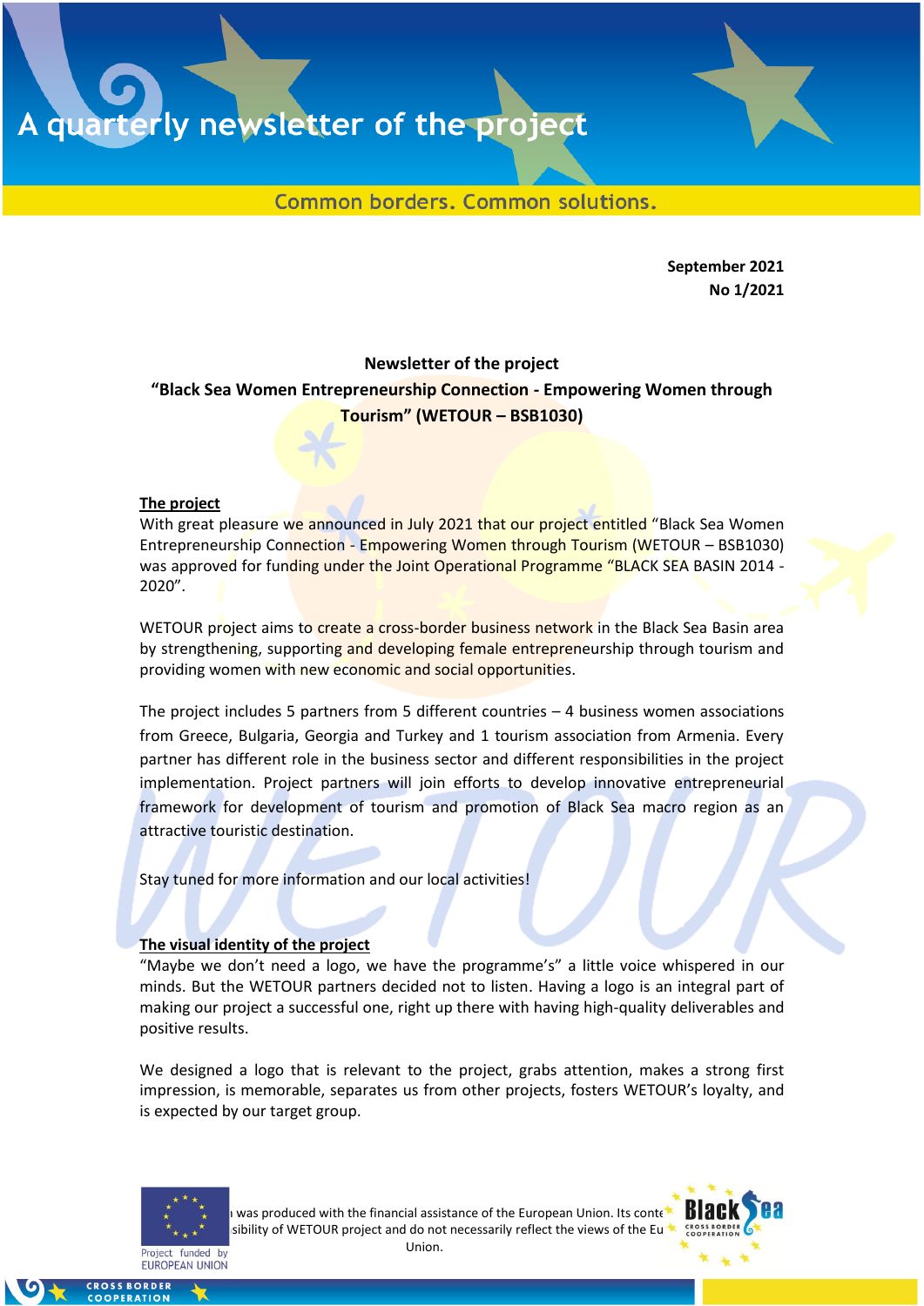# A quarterly newsletter of the project

Common borders. Common solutions.

**September 2021**
**No 1/2021**

**Newsletter of the project**
**"Black Sea Women Entrepreneurship Connection - Empowering Women through Tourism" (WETOUR – BSB1030)**

## The project

With great pleasure we announced in July 2021 that our project entitled "Black Sea Women Entrepreneurship Connection - Empowering Women through Tourism (WETOUR – BSB1030) was approved for funding under the Joint Operational Programme "BLACK SEA BASIN 2014 - 2020".

WETOUR project aims to create a cross-border business network in the Black Sea Basin area by strengthening, supporting and developing female entrepreneurship through tourism and providing women with new economic and social opportunities.

The project includes 5 partners from 5 different countries – 4 business women associations from Greece, Bulgaria, Georgia and Turkey and 1 tourism association from Armenia. Every partner has different role in the business sector and different responsibilities in the project implementation. Project partners will join efforts to develop innovative entrepreneurial framework for development of tourism and promotion of Black Sea macro region as an attractive touristic destination.

Stay tuned for more information and our local activities!

## The visual identity of the project

"Maybe we don't need a logo, we have the programme's" a little voice whispered in our minds. But the WETOUR partners decided not to listen. Having a logo is an integral part of making our project a successful one, right up there with having high-quality deliverables and positive results.

We designed a logo that is relevant to the project, grabs attention, makes a strong first impression, is memorable, separates us from other projects, fosters WETOUR's loyalty, and is expected by our target group.

Project funded by EUROPEAN UNION

…was produced with the financial assistance of the European Union. Its conte… …sibility of WETOUR project and do not necessarily reflect the views of the Eu… Union.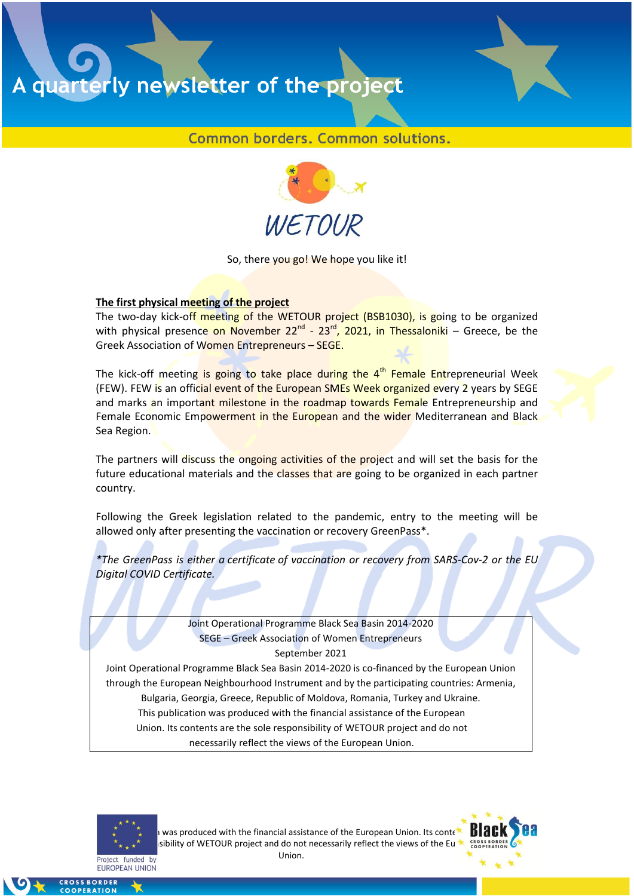# A quarterly newsletter of the project

Common borders. Common solutions.

WETOUR

So, there you go! We hope you like it!

**The first physical meeting of the project**

The two-day kick-off meeting of the WETOUR project (BSB1030), is going to be organized with physical presence on November 22nd - 23rd, 2021, in Thessaloniki – Greece, be the Greek Association of Women Entrepreneurs – SEGE.

The kick-off meeting is going to take place during the 4th Female Entrepreneurial Week (FEW). FEW is an official event of the European SMEs Week organized every 2 years by SEGE and marks an important milestone in the roadmap towards Female Entrepreneurship and Female Economic Empowerment in the European and the wider Mediterranean and Black Sea Region.

The partners will discuss the ongoing activities of the project and will set the basis for the future educational materials and the classes that are going to be organized in each partner country.

Following the Greek legislation related to the pandemic, entry to the meeting will be allowed only after presenting the vaccination or recovery GreenPass*.

*\*The GreenPass is either a certificate of vaccination or recovery from SARS-Cov-2 or the EU Digital COVID Certificate.*

| |
|---|
| Joint Operational Programme Black Sea Basin 2014-2020<br>SEGE – Greek Association of Women Entrepreneurs<br>September 2021<br>Joint Operational Programme Black Sea Basin 2014-2020 is co-financed by the European Union through the European Neighbourhood Instrument and by the participating countries: Armenia, Bulgaria, Georgia, Greece, Republic of Moldova, Romania, Turkey and Ukraine.<br>This publication was produced with the financial assistance of the European Union. Its contents are the sole responsibility of WETOUR project and do not necessarily reflect the views of the European Union. |